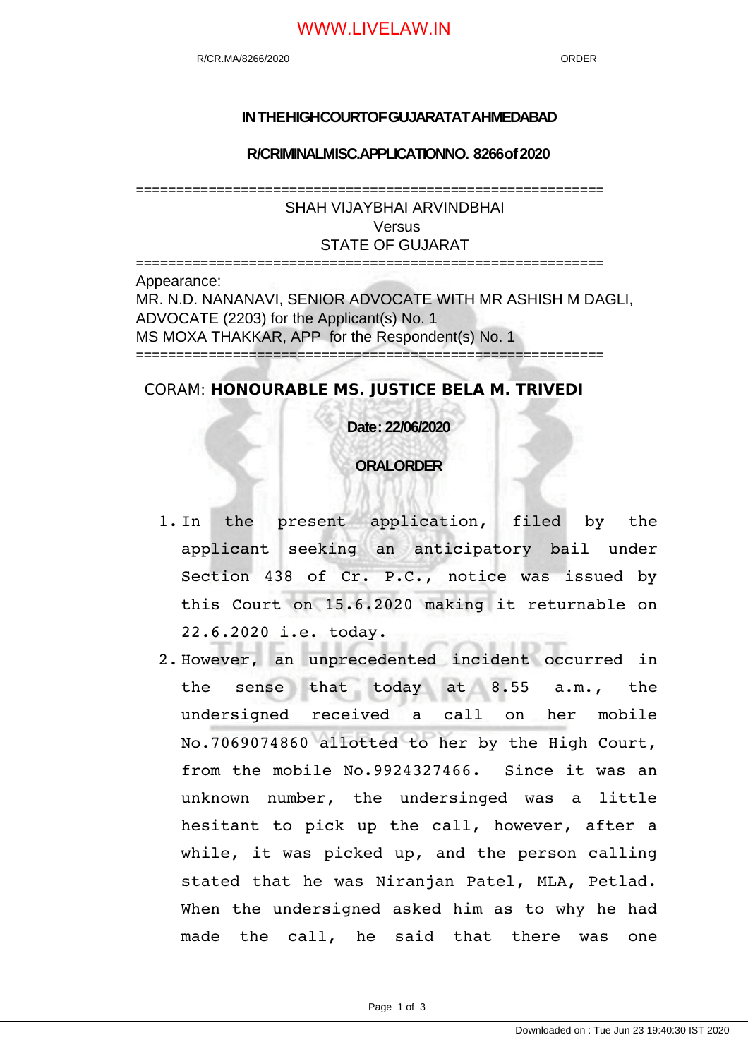# IN THE HIGH COURT OF GUJARAT AT AHMEDABAD

## R/CRIMINAL MISC.APPLICATION NO. 8266 of 2020

==========================================================

SHAH VIJAYBHAI ARVINDBHAI
Versus
STATE OF GUJARAT

==========================================================

Appearance:
MR. N.D. NANANAVI, SENIOR ADVOCATE WITH MR ASHISH M DAGLI, ADVOCATE (2203) for the Applicant(s) No. 1
MS MOXA THAKKAR, APP for the Respondent(s) No. 1

==========================================================

CORAM: **HONOURABLE MS. JUSTICE BELA M. TRIVEDI**

**Date : 22/06/2020**

**ORAL ORDER**

1. In the present application, filed by the applicant seeking an anticipatory bail under Section 438 of Cr. P.C., notice was issued by this Court on 15.6.2020 making it returnable on 22.6.2020 i.e. today.
2. However, an unprecedented incident occurred in the sense that today at 8.55 a.m., the undersigned received a call on her mobile No.7069074860 allotted to her by the High Court, from the mobile No.9924327466. Since it was an unknown number, the undersinged was a little hesitant to pick up the call, however, after a while, it was picked up, and the person calling stated that he was Niranjan Patel, MLA, Petlad. When the undersigned asked him as to why he had made the call, he said that there was one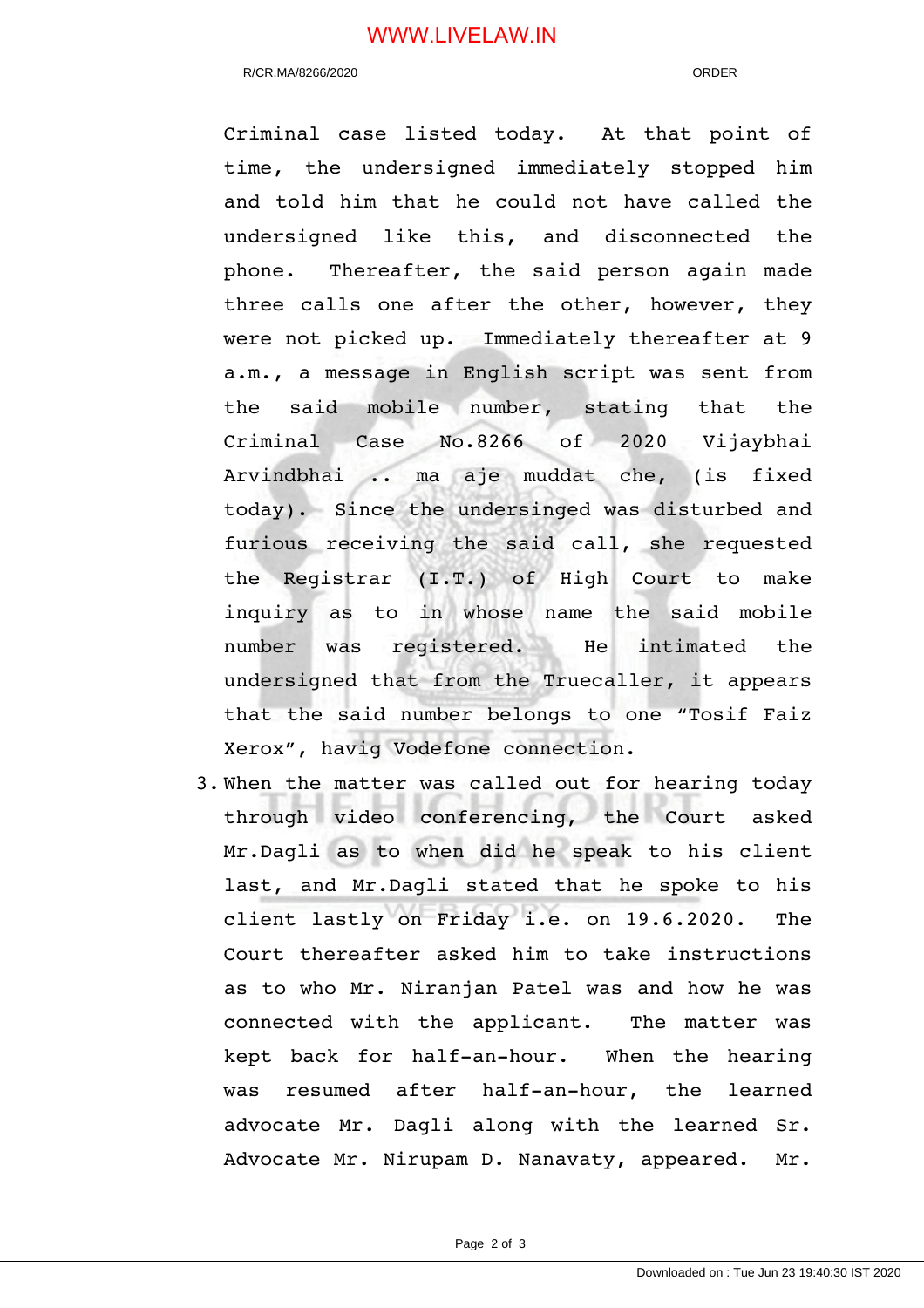Criminal case listed today. At that point of time, the undersigned immediately stopped him and told him that he could not have called the undersigned like this, and disconnected the phone. Thereafter, the said person again made three calls one after the other, however, they were not picked up. Immediately thereafter at 9 a.m., a message in English script was sent from the said mobile number, stating that the Criminal Case No.8266 of 2020 Vijaybhai Arvindbhai .. ma aje muddat che, (is fixed today). Since the undersinged was disturbed and furious receiving the said call, she requested the Registrar (I.T.) of High Court to make inquiry as to in whose name the said mobile number was registered. He intimated the undersigned that from the Truecaller, it appears that the said number belongs to one "Tosif Faiz Xerox", havig Vodefone connection.

3. When the matter was called out for hearing today through video conferencing, the Court asked Mr.Dagli as to when did he speak to his client last, and Mr.Dagli stated that he spoke to his client lastly on Friday i.e. on 19.6.2020. The Court thereafter asked him to take instructions as to who Mr. Niranjan Patel was and how he was connected with the applicant. The matter was kept back for half-an-hour. When the hearing was resumed after half-an-hour, the learned advocate Mr. Dagli along with the learned Sr. Advocate Mr. Nirupam D. Nanavaty, appeared. Mr.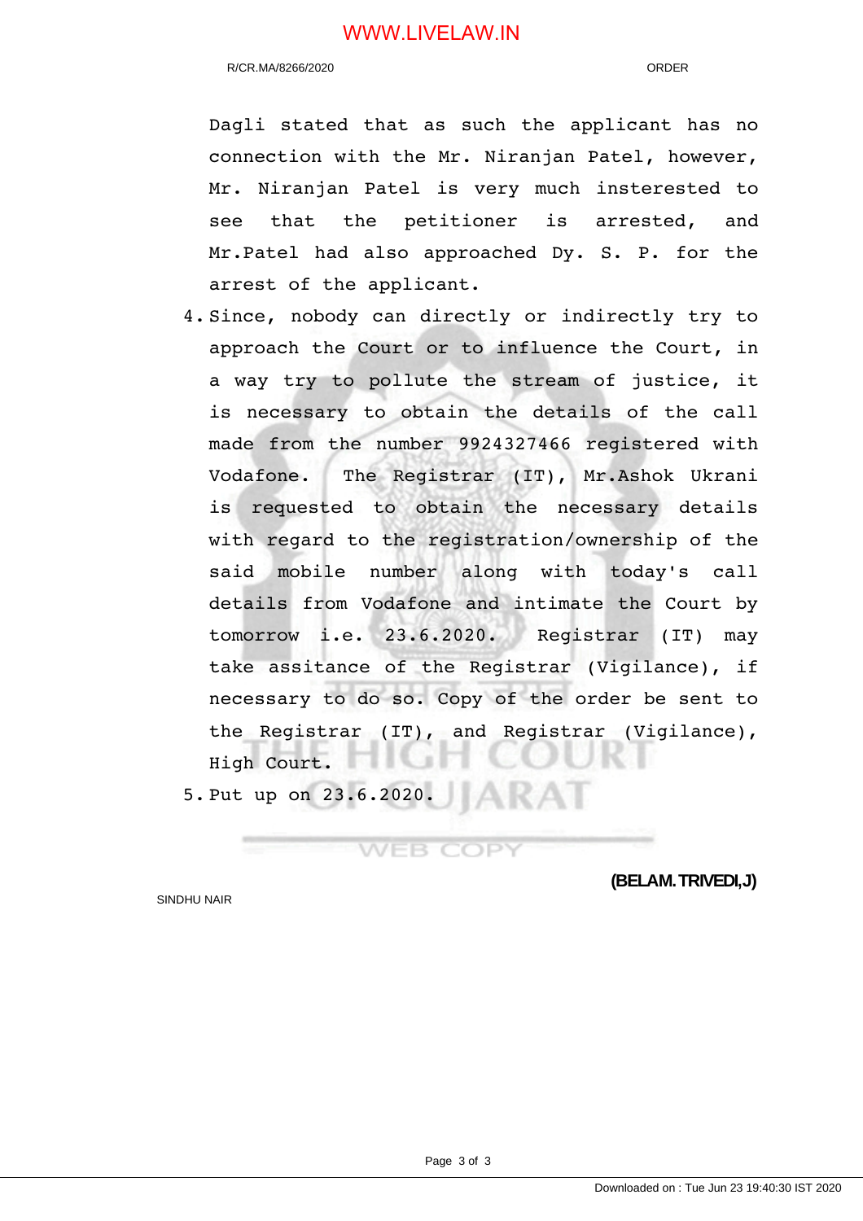Dagli stated that as such the applicant has no connection with the Mr. Niranjan Patel, however, Mr. Niranjan Patel is very much insterested to see that the petitioner is arrested, and Mr.Patel had also approached Dy. S. P. for the arrest of the applicant.

4. Since, nobody can directly or indirectly try to approach the Court or to influence the Court, in a way try to pollute the stream of justice, it is necessary to obtain the details of the call made from the number 9924327466 registered with Vodafone. The Registrar (IT), Mr.Ashok Ukrani is requested to obtain the necessary details with regard to the registration/ownership of the said mobile number along with today's call details from Vodafone and intimate the Court by tomorrow i.e. 23.6.2020. Registrar (IT) may take assitance of the Registrar (Vigilance), if necessary to do so. Copy of the order be sent to the Registrar (IT), and Registrar (Vigilance), High Court.

5. Put up on 23.6.2020.

**(BELAM. TRIVEDI,J)**

SINDHU NAIR